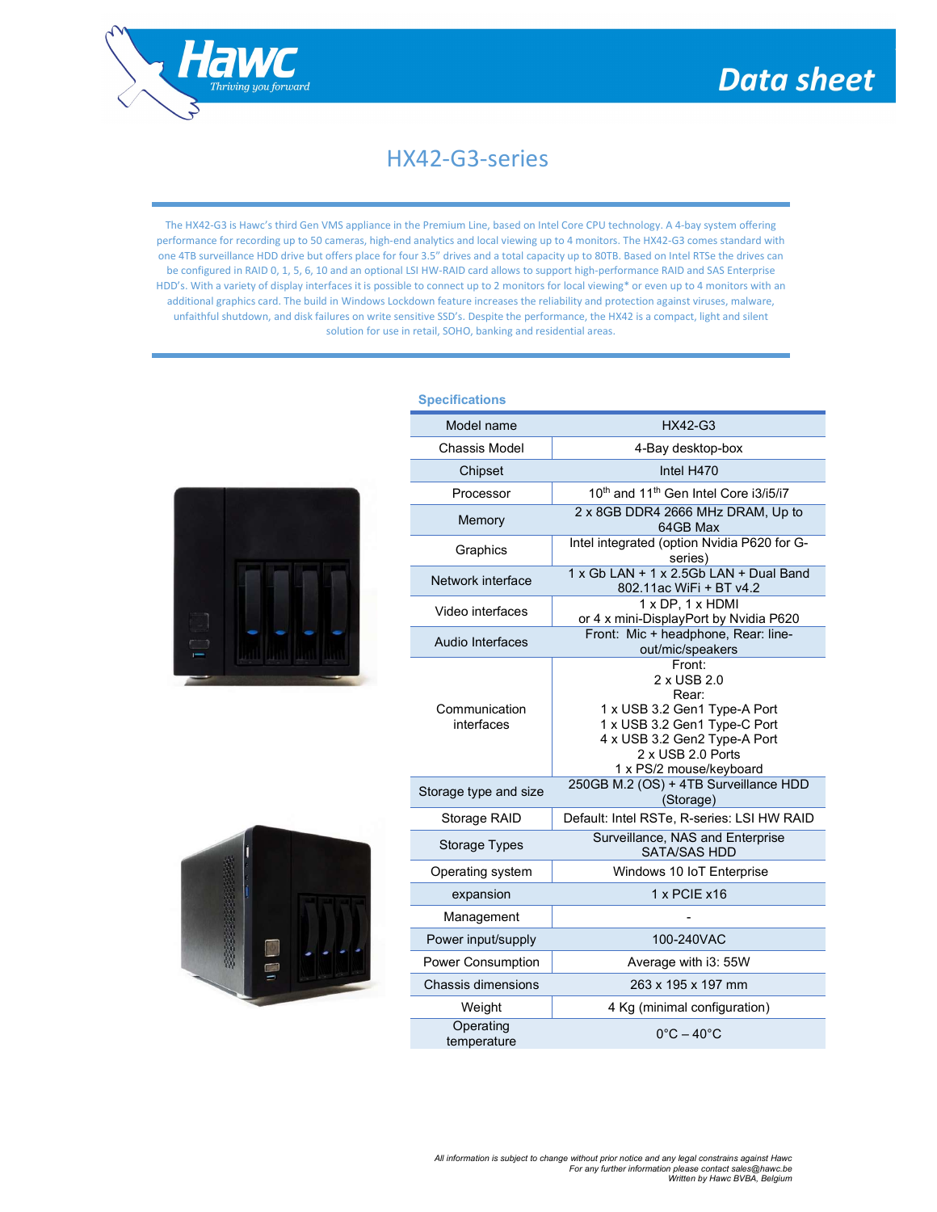# Data sheet

## HX42-G3-series

The HX42-G3 is Hawc's third Gen VMS appliance in the Premium Line, based on Intel Core CPU technology. A 4-bay system offering performance for recording up to 50 cameras, high-end analytics and local viewing up to 4 monitors. The HX42-G3 comes standard with one 4TB surveillance HDD drive but offers place for four 3.5" drives and a total capacity up to 80TB. Based on Intel RTSe the drives can be configured in RAID 0, 1, 5, 6, 10 and an optional LSI HW-RAID card allows to support high-performance RAID and SAS Enterprise HDD's. With a variety of display interfaces it is possible to connect up to 2 monitors for local viewing* or even up to 4 monitors with an additional graphics card. The build in Windows Lockdown feature increases the reliability and protection against viruses, malware, unfaithful shutdown, and disk failures on write sensitive SSD's. Despite the performance, the HX42 is a compact, light and silent solution for use in retail, SOHO, banking and residential areas.

### Specifications

| Model name | HX42-G3 |
|---|---|
| Chassis Model | 4-Bay desktop-box |
| Chipset | Intel H470 |
| Processor | 10th and 11th Gen Intel Core i3/i5/i7 |
| Memory | 2 x 8GB DDR4 2666 MHz DRAM, Up to 64GB Max |
| Graphics | Intel integrated (option Nvidia P620 for G-series) |
| Network interface | 1 x Gb LAN + 1 x 2.5Gb LAN + Dual Band 802.11ac WiFi + BT v4.2 |
| Video interfaces | 1 x DP, 1 x HDMI or 4 x mini-DisplayPort by Nvidia P620 |
| Audio Interfaces | Front: Mic + headphone, Rear: line-out/mic/speakers |
| Communication interfaces | Front: 2 x USB 2.0 Rear: 1 x USB 3.2 Gen1 Type-A Port 1 x USB 3.2 Gen1 Type-C Port 4 x USB 3.2 Gen2 Type-A Port 2 x USB 2.0 Ports 1 x PS/2 mouse/keyboard |
| Storage type and size | 250GB M.2 (OS) + 4TB Surveillance HDD (Storage) |
| Storage RAID | Default: Intel RSTe, R-series: LSI HW RAID |
| Storage Types | Surveillance, NAS and Enterprise SATA/SAS HDD |
| Operating system | Windows 10 IoT Enterprise |
| expansion | 1 x PCIE x16 |
| Management | - |
| Power input/supply | 100-240VAC |
| Power Consumption | Average with i3: 55W |
| Chassis dimensions | 263 x 195 x 197 mm |
| Weight | 4 Kg (minimal configuration) |
| Operating temperature | 0°C – 40°C |

*All information is subject to change without prior notice and any legal constrains against Hawc*
*For any further information please contact sales@hawc.be*
*Written by Hawc BVBA, Belgium*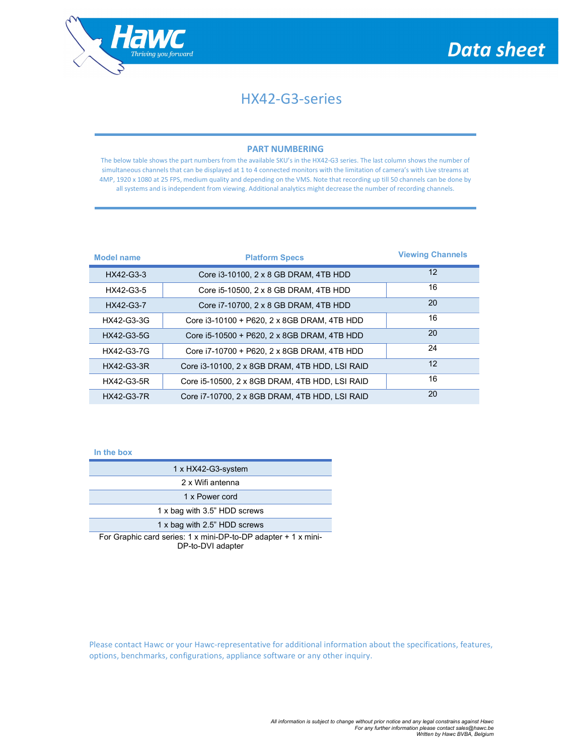# HX42-G3-series

## PART NUMBERING

The below table shows the part numbers from the available SKU's in the HX42-G3 series. The last column shows the number of simultaneous channels that can be displayed at 1 to 4 connected monitors with the limitation of camera's with Live streams at 4MP, 1920 x 1080 at 25 FPS, medium quality and depending on the VMS. Note that recording up till 50 channels can be done by all systems and is independent from viewing. Additional analytics might decrease the number of recording channels.

| Model name | Platform Specs | Viewing Channels |
|---|---|---|
| HX42-G3-3 | Core i3-10100, 2 x 8 GB DRAM, 4TB HDD | 12 |
| HX42-G3-5 | Core i5-10500, 2 x 8 GB DRAM, 4TB HDD | 16 |
| HX42-G3-7 | Core i7-10700, 2 x 8 GB DRAM, 4TB HDD | 20 |
| HX42-G3-3G | Core i3-10100 + P620, 2 x 8GB DRAM, 4TB HDD | 16 |
| HX42-G3-5G | Core i5-10500 + P620, 2 x 8GB DRAM, 4TB HDD | 20 |
| HX42-G3-7G | Core i7-10700 + P620, 2 x 8GB DRAM, 4TB HDD | 24 |
| HX42-G3-3R | Core i3-10100, 2 x 8GB DRAM, 4TB HDD, LSI RAID | 12 |
| HX42-G3-5R | Core i5-10500, 2 x 8GB DRAM, 4TB HDD, LSI RAID | 16 |
| HX42-G3-7R | Core i7-10700, 2 x 8GB DRAM, 4TB HDD, LSI RAID | 20 |

| In the box |
|---|
| 1 x HX42-G3-system |
| 2 x Wifi antenna |
| 1 x Power cord |
| 1 x bag with 3.5" HDD screws |
| 1 x bag with 2.5" HDD screws |
| For Graphic card series: 1 x mini-DP-to-DP adapter + 1 x mini-DP-to-DVI adapter |

Please contact Hawc or your Hawc-representative for additional information about the specifications, features, options, benchmarks, configurations, appliance software or any other inquiry.

*All information is subject to change without prior notice and any legal constrains against Hawc*
*For any further information please contact sales@hawc.be*
*Written by Hawc BVBA, Belgium*